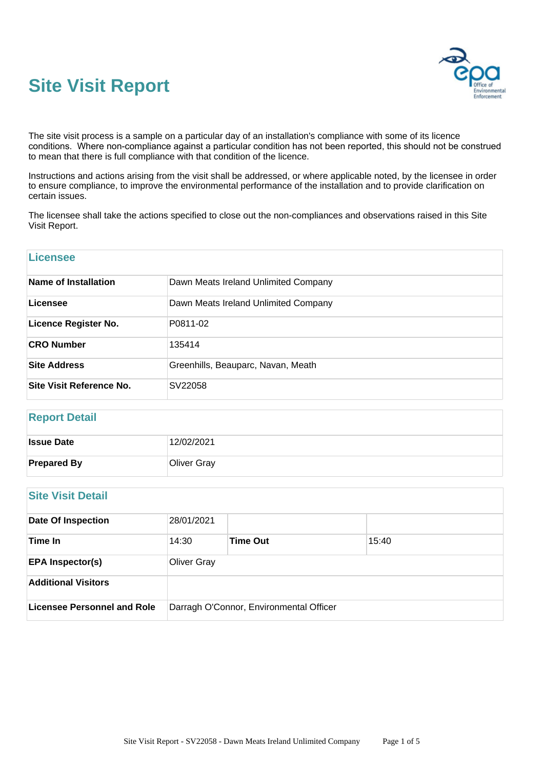# Site Visit Report

The site visit process is a sample on a particular day of an installation's compliance with some of its licence conditions. Where non-compliance against a particular condition has not been reported, this should not be construed to mean that there is full compliance with that condition of the licence.

Instructions and actions arising from the visit shall be addressed, or where applicable noted, by the licensee in order to ensure compliance, to improve the environmental performance of the installation and to provide clarification on certain issues.

The licensee shall take the actions specified to close out the non-compliances and observations raised in this Site Visit Report.

| Licensee | |
|---|---|
| **Name of Installation** | Dawn Meats Ireland Unlimited Company |
| **Licensee** | Dawn Meats Ireland Unlimited Company |
| **Licence Register No.** | P0811-02 |
| **CRO Number** | 135414 |
| **Site Address** | Greenhills, Beauparc, Navan, Meath |
| **Site Visit Reference No.** | SV22058 |

| Report Detail | |
|---|---|
| **Issue Date** | 12/02/2021 |
| **Prepared By** | Oliver Gray |

| Site Visit Detail | | | |
|---|---|---|---|
| **Date Of Inspection** | 28/01/2021 | | |
| **Time In** | 14:30 | **Time Out** | 15:40 |
| **EPA Inspector(s)** | Oliver Gray | | |
| **Additional Visitors** | | | |
| **Licensee Personnel and Role** | Darragh O'Connor, Environmental Officer | | |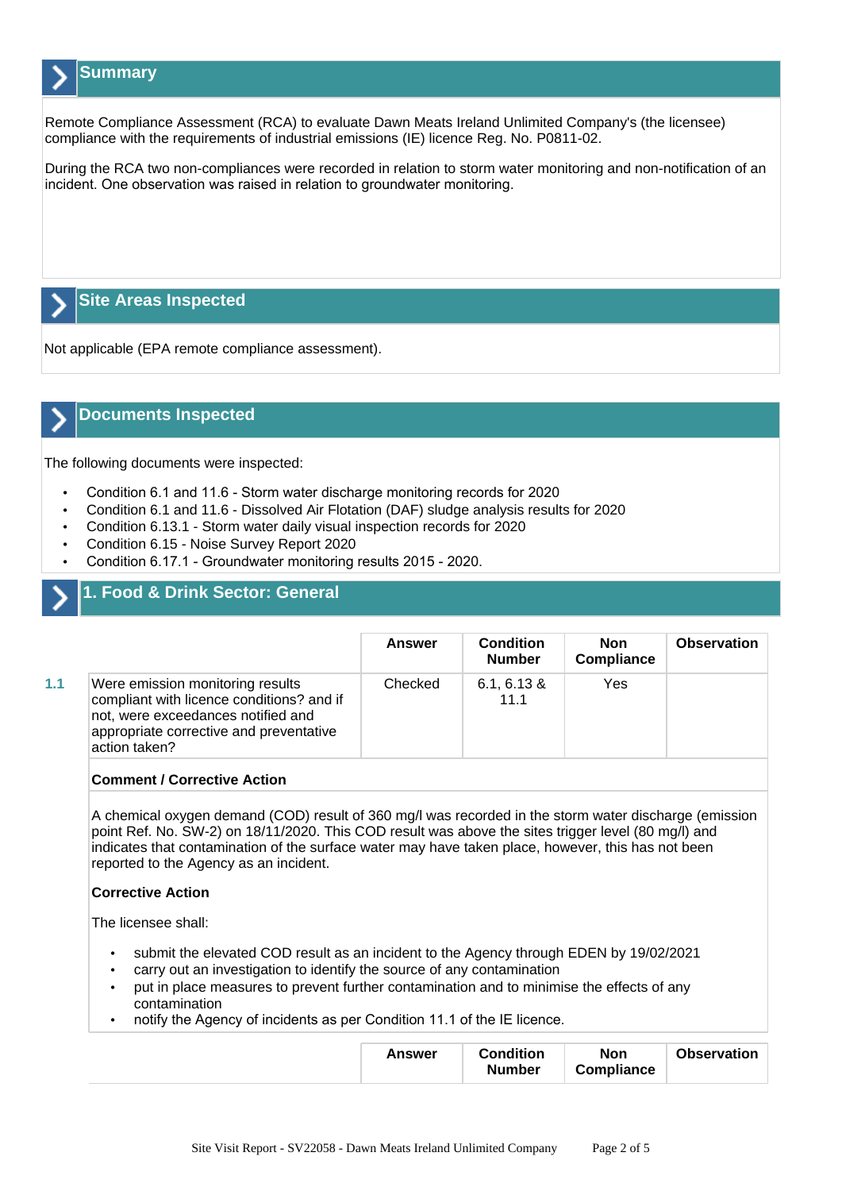## Summary

Remote Compliance Assessment (RCA) to evaluate Dawn Meats Ireland Unlimited Company's (the licensee) compliance with the requirements of industrial emissions (IE) licence Reg. No. P0811-02.

During the RCA two non-compliances were recorded in relation to storm water monitoring and non-notification of an incident. One observation was raised in relation to groundwater monitoring.

## Site Areas Inspected

Not applicable (EPA remote compliance assessment).

## Documents Inspected

The following documents were inspected:

- Condition 6.1 and 11.6 - Storm water discharge monitoring records for 2020
- Condition 6.1 and 11.6 - Dissolved Air Flotation (DAF) sludge analysis results for 2020
- Condition 6.13.1 - Storm water daily visual inspection records for 2020
- Condition 6.15 - Noise Survey Report 2020
- Condition 6.17.1 - Groundwater monitoring results 2015 - 2020.

## 1. Food & Drink Sector: General

| | | Answer | Condition Number | Non Compliance | Observation |
|---|---|---|---|---|---|
| 1.1 | Were emission monitoring results compliant with licence conditions? and if not, were exceedances notified and appropriate corrective and preventative action taken? | Checked | 6.1, 6.13 & 11.1 | Yes | |

**Comment / Corrective Action**

A chemical oxygen demand (COD) result of 360 mg/l was recorded in the storm water discharge (emission point Ref. No. SW-2) on 18/11/2020. This COD result was above the sites trigger level (80 mg/l) and indicates that contamination of the surface water may have taken place, however, this has not been reported to the Agency as an incident.

**Corrective Action**

The licensee shall:

- submit the elevated COD result as an incident to the Agency through EDEN by 19/02/2021
- carry out an investigation to identify the source of any contamination
- put in place measures to prevent further contamination and to minimise the effects of any contamination
- notify the Agency of incidents as per Condition 11.1 of the IE licence.

| | | Answer | Condition Number | Non Compliance | Observation |
|---|---|---|---|---|---|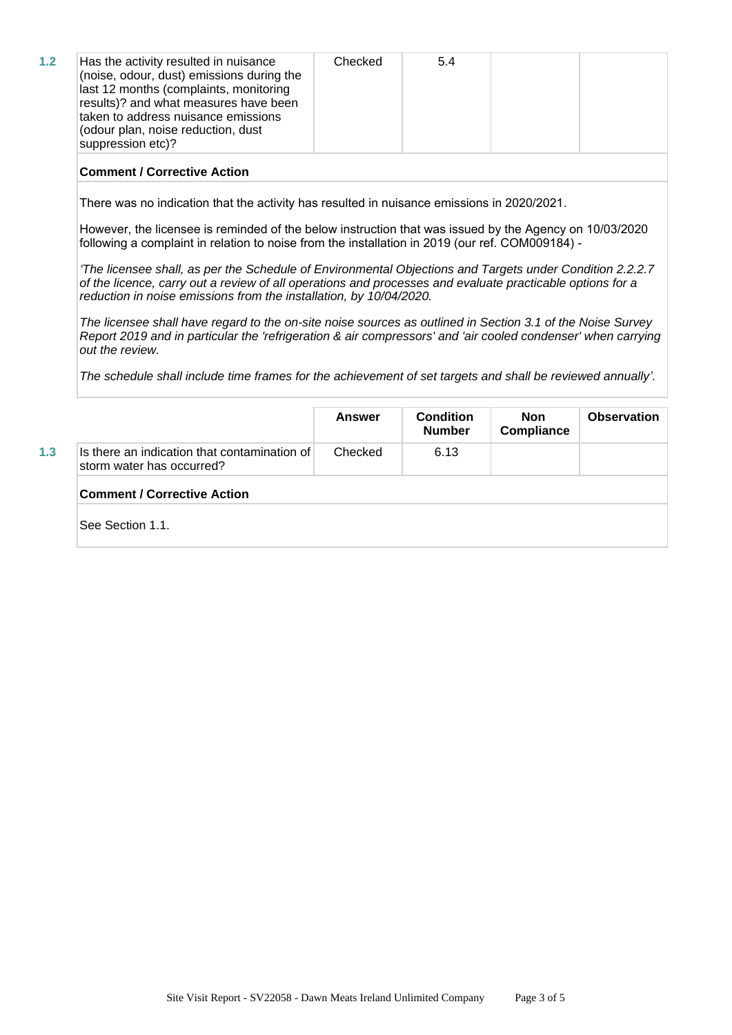| | | Answer | Condition Number | Non Compliance | Observation |
|---|---|---|---|---|---|
| 1.2 | Has the activity resulted in nuisance (noise, odour, dust) emissions during the last 12 months (complaints, monitoring results)? and what measures have been taken to address nuisance emissions (odour plan, noise reduction, dust suppression etc)? | Checked | 5.4 | | |

**Comment / Corrective Action**

There was no indication that the activity has resulted in nuisance emissions in 2020/2021.

However, the licensee is reminded of the below instruction that was issued by the Agency on 10/03/2020 following a complaint in relation to noise from the installation in 2019 (our ref. COM009184) -

*'The licensee shall, as per the Schedule of Environmental Objections and Targets under Condition 2.2.2.7 of the licence, carry out a review of all operations and processes and evaluate practicable options for a reduction in noise emissions from the installation, by 10/04/2020.*

*The licensee shall have regard to the on-site noise sources as outlined in Section 3.1 of the Noise Survey Report 2019 and in particular the 'refrigeration & air compressors' and 'air cooled condenser' when carrying out the review.*

*The schedule shall include time frames for the achievement of set targets and shall be reviewed annually'.*

| | | Answer | Condition Number | Non Compliance | Observation |
|---|---|---|---|---|---|
| 1.3 | Is there an indication that contamination of storm water has occurred? | Checked | 6.13 | | |

**Comment / Corrective Action**

See Section 1.1.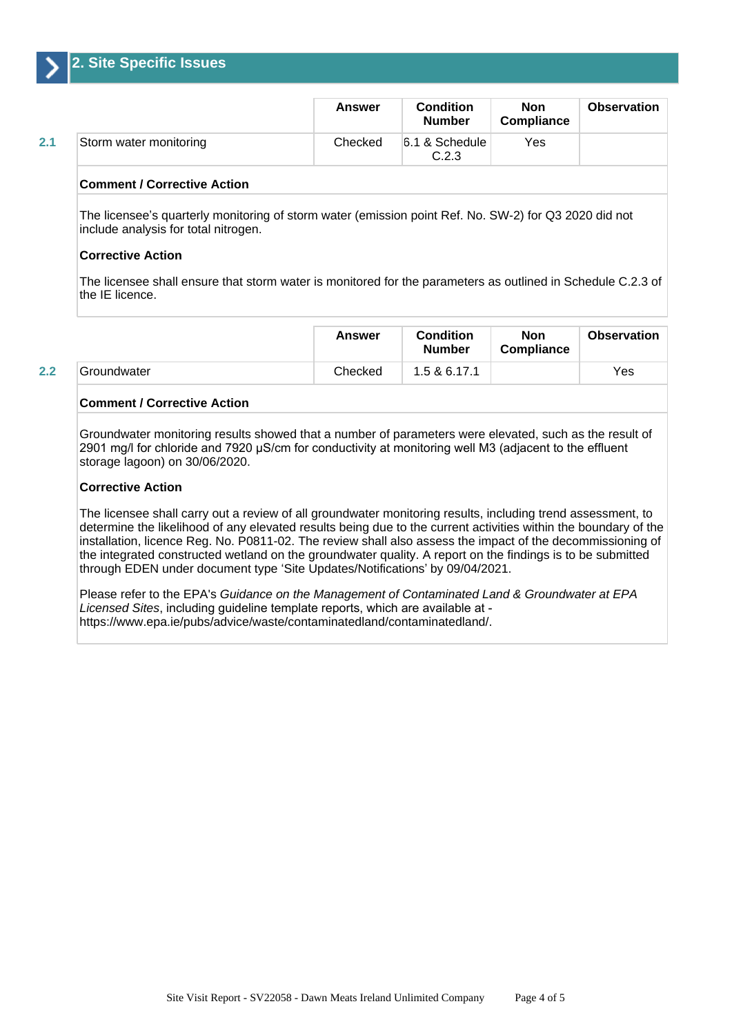## 2. Site Specific Issues

| | | Answer | Condition Number | Non Compliance | Observation |
|---|---|---|---|---|---|
| 2.1 | Storm water monitoring | Checked | 6.1 & Schedule C.2.3 | Yes | |

**Comment / Corrective Action**

The licensee's quarterly monitoring of storm water (emission point Ref. No. SW-2) for Q3 2020 did not include analysis for total nitrogen.

**Corrective Action**

The licensee shall ensure that storm water is monitored for the parameters as outlined in Schedule C.2.3 of the IE licence.

| | | Answer | Condition Number | Non Compliance | Observation |
|---|---|---|---|---|---|
| 2.2 | Groundwater | Checked | 1.5 & 6.17.1 | | Yes |

**Comment / Corrective Action**

Groundwater monitoring results showed that a number of parameters were elevated, such as the result of 2901 mg/l for chloride and 7920 µS/cm for conductivity at monitoring well M3 (adjacent to the effluent storage lagoon) on 30/06/2020.

**Corrective Action**

The licensee shall carry out a review of all groundwater monitoring results, including trend assessment, to determine the likelihood of any elevated results being due to the current activities within the boundary of the installation, licence Reg. No. P0811-02. The review shall also assess the impact of the decommissioning of the integrated constructed wetland on the groundwater quality. A report on the findings is to be submitted through EDEN under document type 'Site Updates/Notifications' by 09/04/2021.

Please refer to the EPA's *Guidance on the Management of Contaminated Land & Groundwater at EPA Licensed Sites*, including guideline template reports, which are available at - https://www.epa.ie/pubs/advice/waste/contaminatedland/contaminatedland/.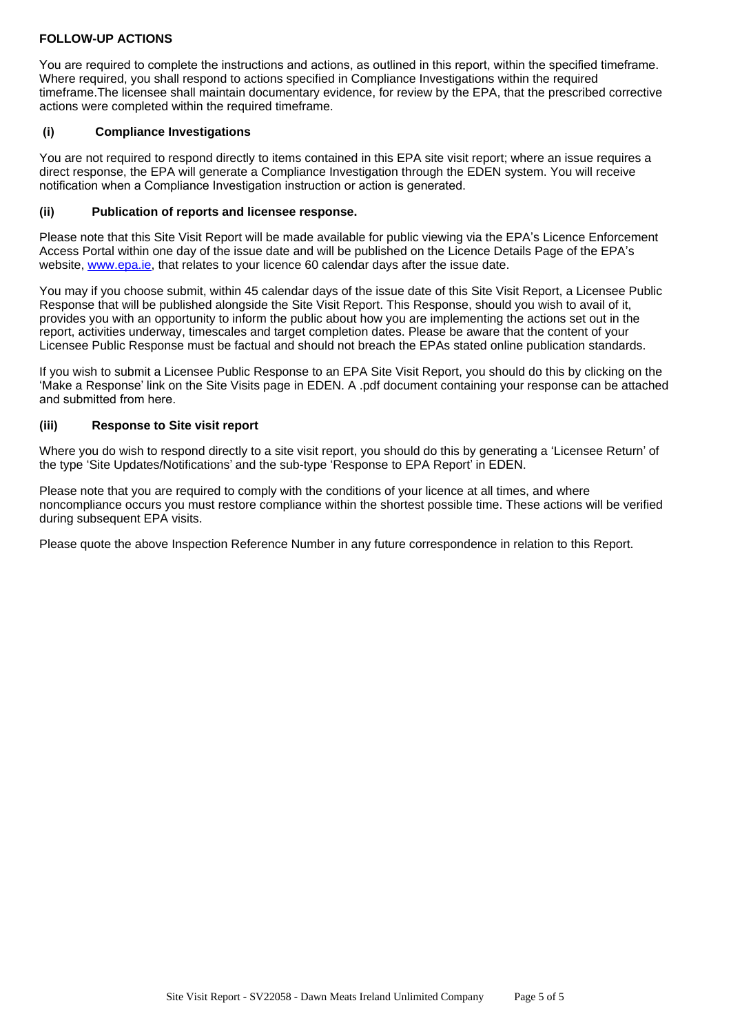## FOLLOW-UP ACTIONS

You are required to complete the instructions and actions, as outlined in this report, within the specified timeframe. Where required, you shall respond to actions specified in Compliance Investigations within the required timeframe.The licensee shall maintain documentary evidence, for review by the EPA, that the prescribed corrective actions were completed within the required timeframe.

### (i) Compliance Investigations

You are not required to respond directly to items contained in this EPA site visit report; where an issue requires a direct response, the EPA will generate a Compliance Investigation through the EDEN system. You will receive notification when a Compliance Investigation instruction or action is generated.

### (ii) Publication of reports and licensee response.

Please note that this Site Visit Report will be made available for public viewing via the EPA's Licence Enforcement Access Portal within one day of the issue date and will be published on the Licence Details Page of the EPA's website, [www.epa.ie](http://www.epa.ie), that relates to your licence 60 calendar days after the issue date.

You may if you choose submit, within 45 calendar days of the issue date of this Site Visit Report, a Licensee Public Response that will be published alongside the Site Visit Report. This Response, should you wish to avail of it, provides you with an opportunity to inform the public about how you are implementing the actions set out in the report, activities underway, timescales and target completion dates. Please be aware that the content of your Licensee Public Response must be factual and should not breach the EPAs stated online publication standards.

If you wish to submit a Licensee Public Response to an EPA Site Visit Report, you should do this by clicking on the 'Make a Response' link on the Site Visits page in EDEN. A .pdf document containing your response can be attached and submitted from here.

### (iii) Response to Site visit report

Where you do wish to respond directly to a site visit report, you should do this by generating a 'Licensee Return' of the type 'Site Updates/Notifications' and the sub-type 'Response to EPA Report' in EDEN.

Please note that you are required to comply with the conditions of your licence at all times, and where noncompliance occurs you must restore compliance within the shortest possible time. These actions will be verified during subsequent EPA visits.

Please quote the above Inspection Reference Number in any future correspondence in relation to this Report.